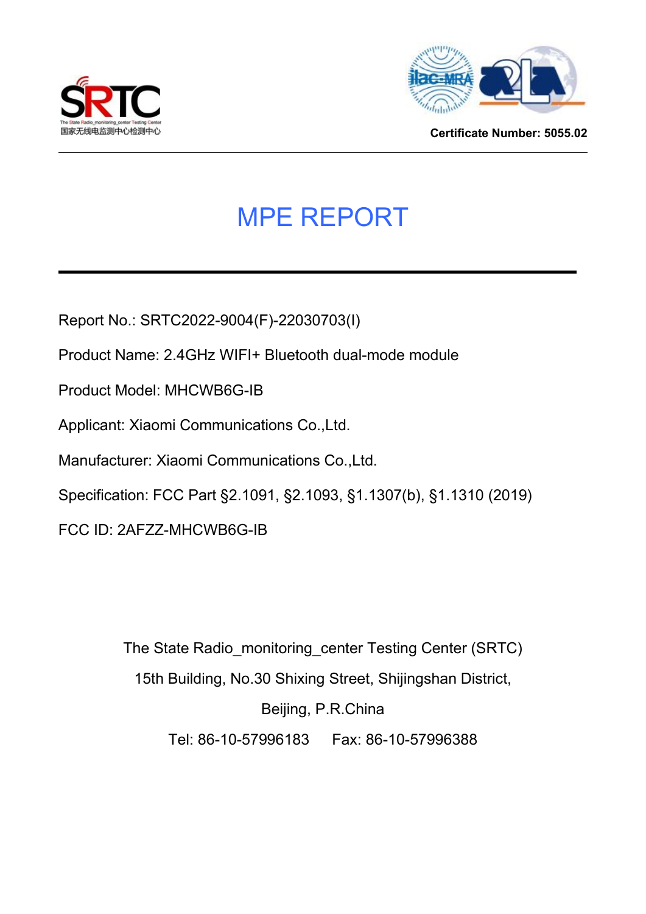SRTC

The State Radio_monitoring_center Testing Center
国家无线电监测中心检测中心

**Certificate Number: 5055.02**

# MPE REPORT

Report No.: SRTC2022-9004(F)-22030703(I)

Product Name: 2.4GHz WIFI+ Bluetooth dual-mode module

Product Model: MHCWB6G-IB

Applicant: Xiaomi Communications Co.,Ltd.

Manufacturer: Xiaomi Communications Co.,Ltd.

Specification: FCC Part §2.1091, §2.1093, §1.1307(b), §1.1310 (2019)

FCC ID: 2AFZZ-MHCWB6G-IB

The State Radio_monitoring_center Testing Center (SRTC)

15th Building, No.30 Shixing Street, Shijingshan District,

Beijing, P.R.China

Tel: 86-10-57996183 Fax: 86-10-57996388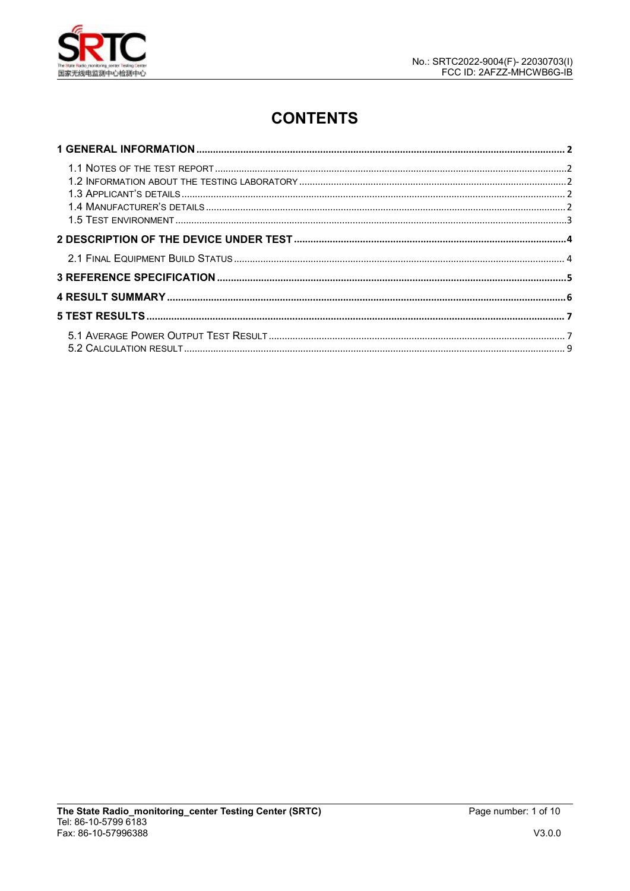# CONTENTS

**1 GENERAL INFORMATION ........................................................................................................................... 2**

1.1 NOTES OF THE TEST REPORT ........................................................................................................................... 2
1.2 INFORMATION ABOUT THE TESTING LABORATORY ............................................................................................... 2
1.3 APPLICANT'S DETAILS ........................................................................................................................................ 2
1.4 MANUFACTURER'S DETAILS ................................................................................................................................ 2
1.5 TEST ENVIRONMENT ........................................................................................................................................... 3

**2 DESCRIPTION OF THE DEVICE UNDER TEST ........................................................................................... 4**

2.1 FINAL EQUIPMENT BUILD STATUS ....................................................................................................................... 4

**3 REFERENCE SPECIFICATION ..................................................................................................................... 5**

**4 RESULT SUMMARY ...................................................................................................................................... 6**

**5 TEST RESULTS ............................................................................................................................................. 7**

5.1 AVERAGE POWER OUTPUT TEST RESULT ........................................................................................................... 7
5.2 CALCULATION RESULT ........................................................................................................................................ 9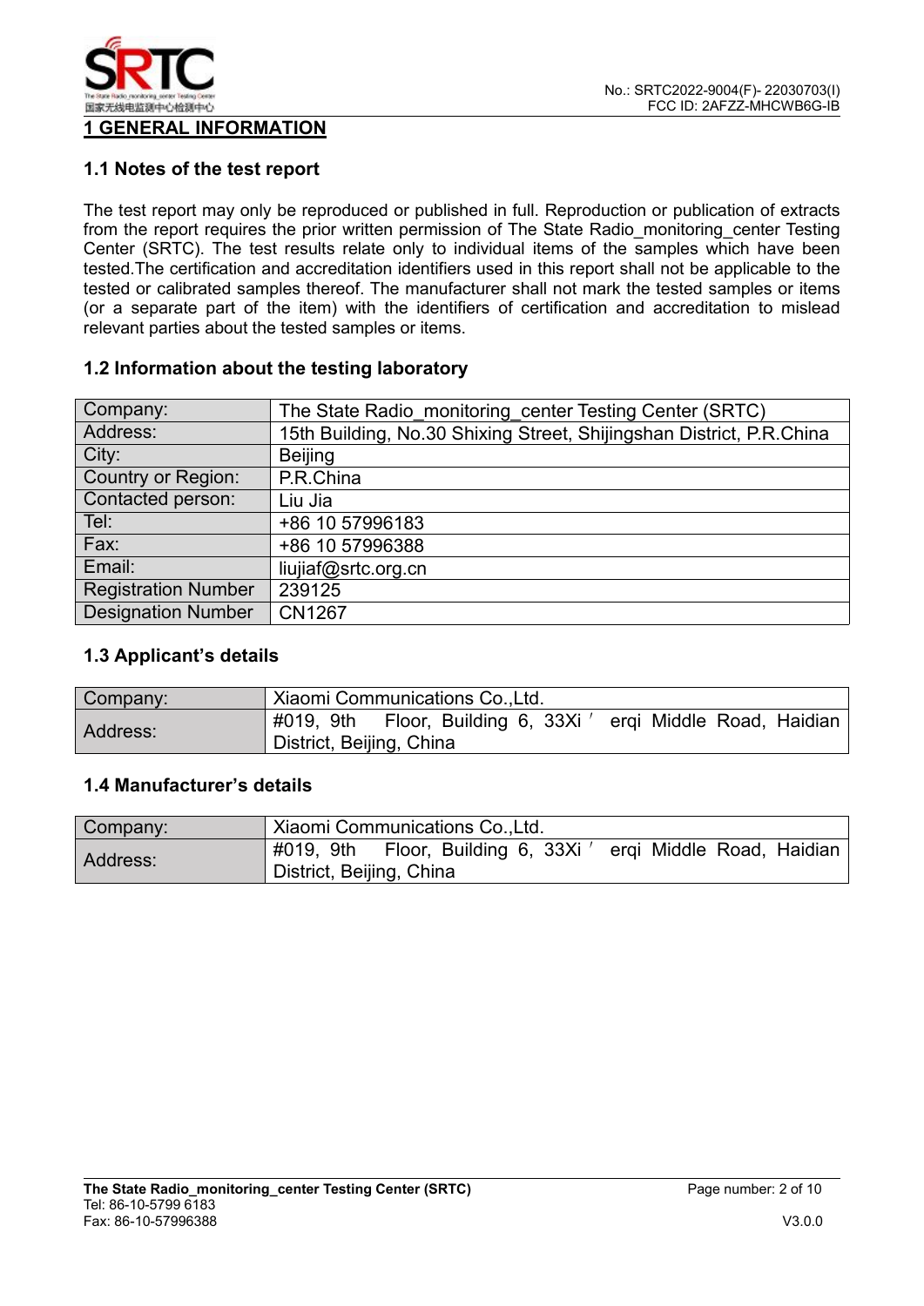# 1 GENERAL INFORMATION

## 1.1 Notes of the test report

The test report may only be reproduced or published in full. Reproduction or publication of extracts from the report requires the prior written permission of The State Radio_monitoring_center Testing Center (SRTC). The test results relate only to individual items of the samples which have been tested.The certification and accreditation identifiers used in this report shall not be applicable to the tested or calibrated samples thereof. The manufacturer shall not mark the tested samples or items (or a separate part of the item) with the identifiers of certification and accreditation to mislead relevant parties about the tested samples or items.

## 1.2 Information about the testing laboratory

| Company: | The State Radio_monitoring_center Testing Center (SRTC) |
|---|---|
| Address: | 15th Building, No.30 Shixing Street, Shijingshan District, P.R.China |
| City: | Beijing |
| Country or Region: | P.R.China |
| Contacted person: | Liu Jia |
| Tel: | +86 10 57996183 |
| Fax: | +86 10 57996388 |
| Email: | liujiaf@srtc.org.cn |
| Registration Number | 239125 |
| Designation Number | CN1267 |

## 1.3 Applicant's details

| Company: | Xiaomi Communications Co.,Ltd. |
|---|---|
| Address: | #019, 9th Floor, Building 6, 33Xi'erqi Middle Road, Haidian District, Beijing, China |

## 1.4 Manufacturer's details

| Company: | Xiaomi Communications Co.,Ltd. |
|---|---|
| Address: | #019, 9th Floor, Building 6, 33Xi'erqi Middle Road, Haidian District, Beijing, China |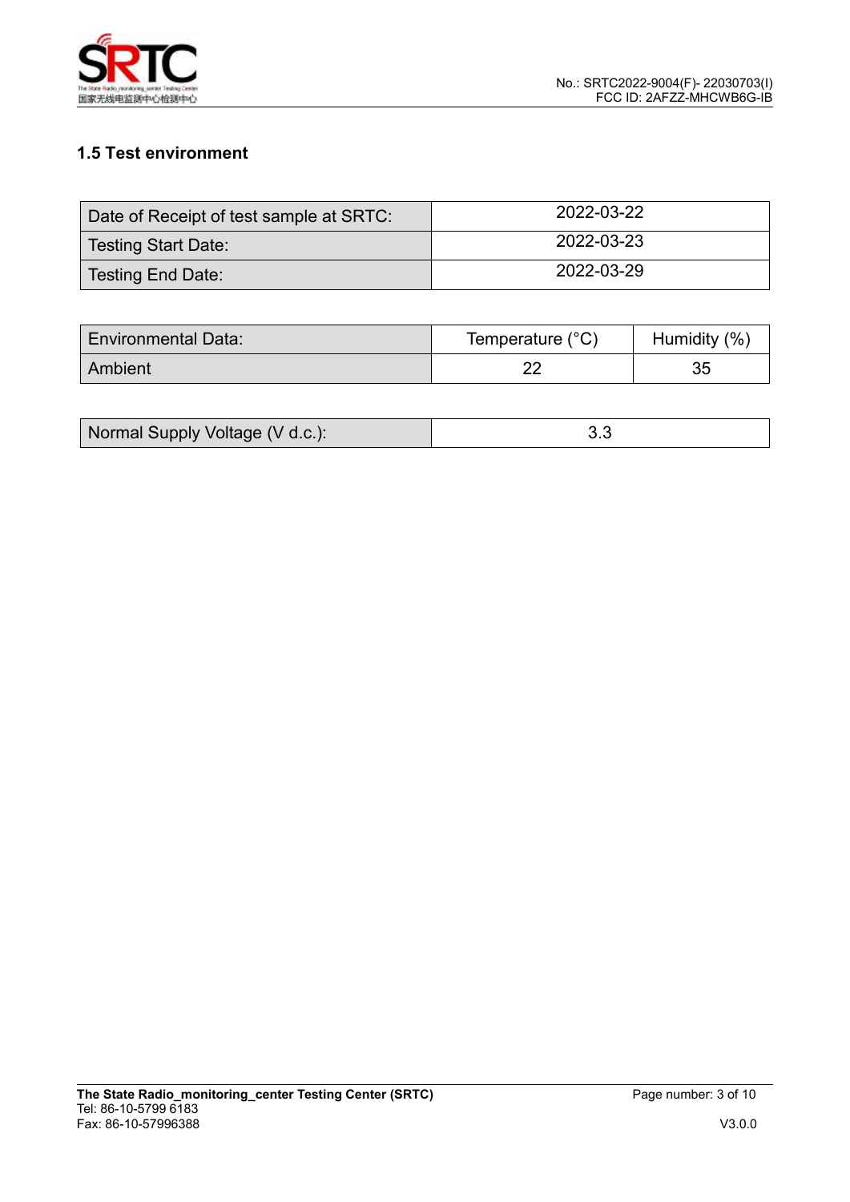## 1.5 Test environment

| Date of Receipt of test sample at SRTC: | 2022-03-22 |
|---|---|
| Testing Start Date: | 2022-03-23 |
| Testing End Date: | 2022-03-29 |

| Environmental Data: | Temperature (°C) | Humidity (%) |
|---|---|---|
| Ambient | 22 | 35 |

| Normal Supply Voltage (V d.c.): | 3.3 |
|---|---|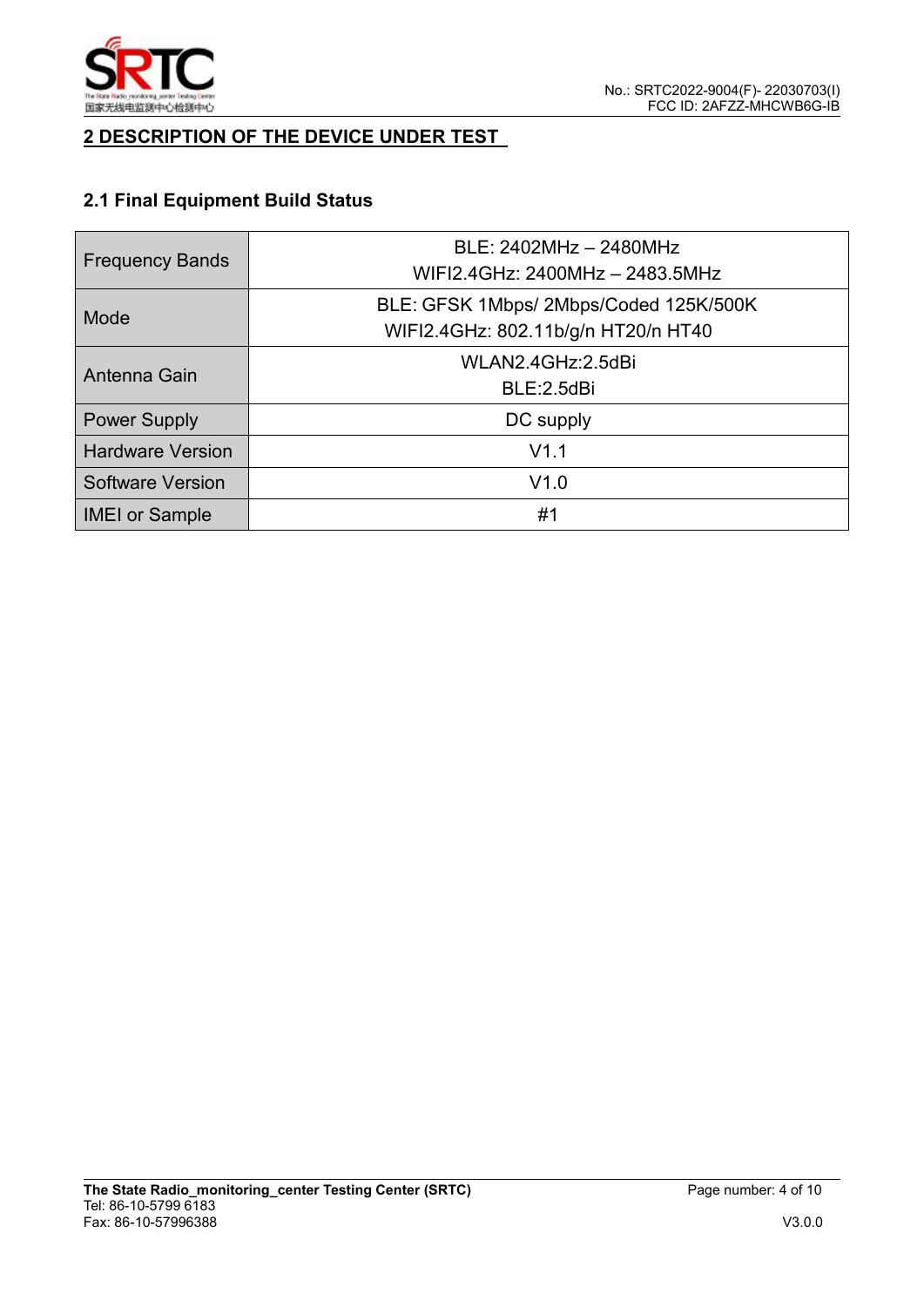## 2 DESCRIPTION OF THE DEVICE UNDER TEST

### 2.1 Final Equipment Build Status

| | |
|---|---|
| Frequency Bands | BLE: 2402MHz – 2480MHz<br>WIFI2.4GHz: 2400MHz – 2483.5MHz |
| Mode | BLE: GFSK 1Mbps/ 2Mbps/Coded 125K/500K<br>WIFI2.4GHz: 802.11b/g/n HT20/n HT40 |
| Antenna Gain | WLAN2.4GHz:2.5dBi<br>BLE:2.5dBi |
| Power Supply | DC supply |
| Hardware Version | V1.1 |
| Software Version | V1.0 |
| IMEI or Sample | #1 |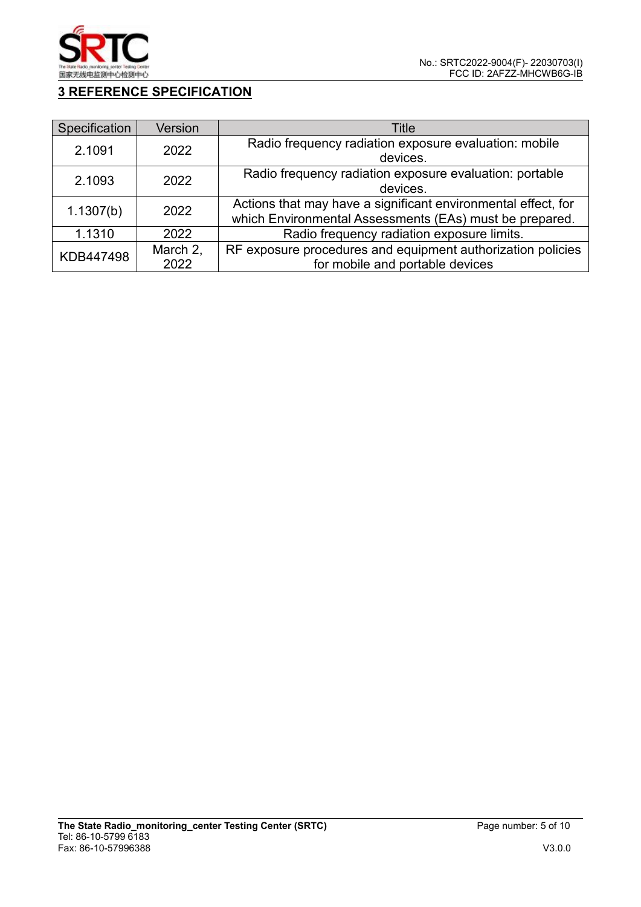## 3 REFERENCE SPECIFICATION

| Specification | Version | Title |
|---|---|---|
| 2.1091 | 2022 | Radio frequency radiation exposure evaluation: mobile devices. |
| 2.1093 | 2022 | Radio frequency radiation exposure evaluation: portable devices. |
| 1.1307(b) | 2022 | Actions that may have a significant environmental effect, for which Environmental Assessments (EAs) must be prepared. |
| 1.1310 | 2022 | Radio frequency radiation exposure limits. |
| KDB447498 | March 2, 2022 | RF exposure procedures and equipment authorization policies for mobile and portable devices |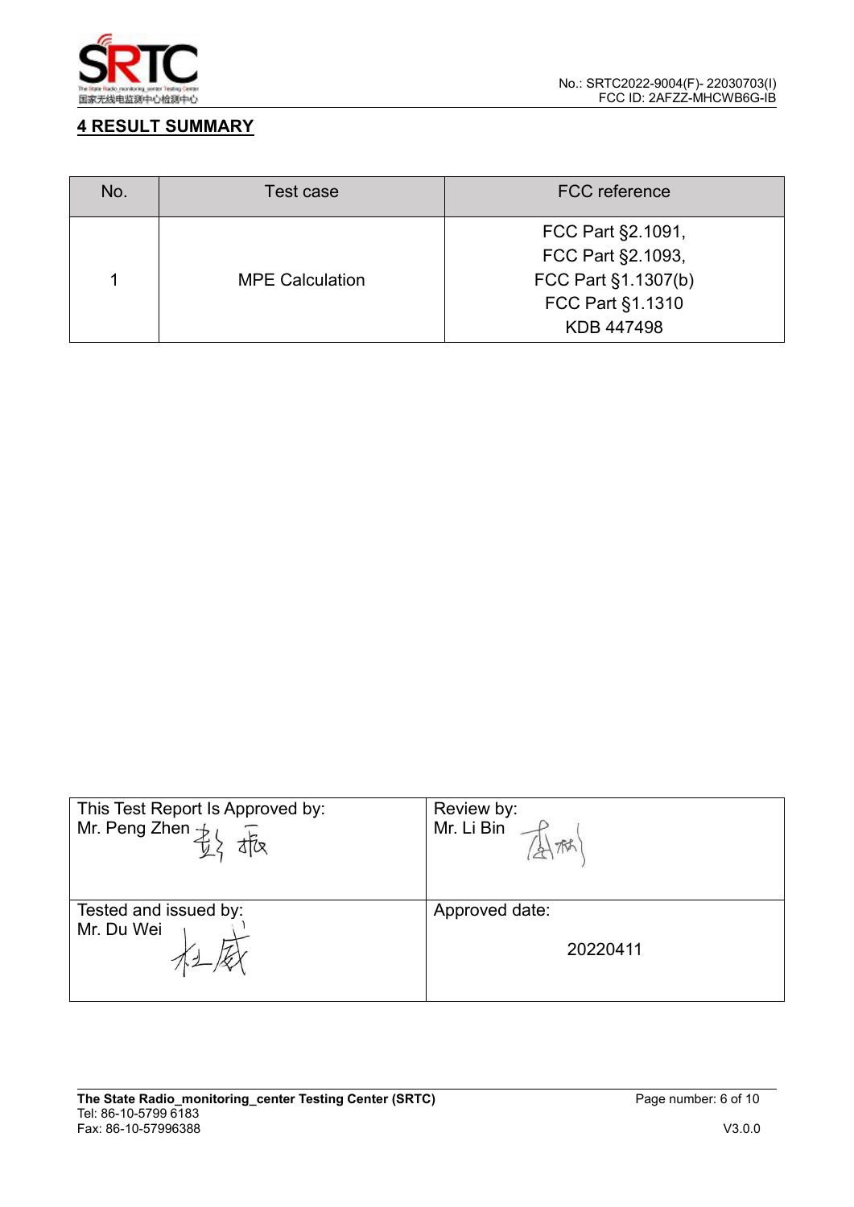## 4 RESULT SUMMARY

| No. | Test case | FCC reference |
|---|---|---|
| 1 | MPE Calculation | FCC Part §2.1091,<br>FCC Part §2.1093,<br>FCC Part §1.1307(b)<br>FCC Part §1.1310<br>KDB 447498 |

| | |
|---|---|
| This Test Report Is Approved by:<br>Mr. Peng Zhen | Review by:<br>Mr. Li Bin |
| Tested and issued by:<br>Mr. Du Wei | Approved date:<br>20220411 |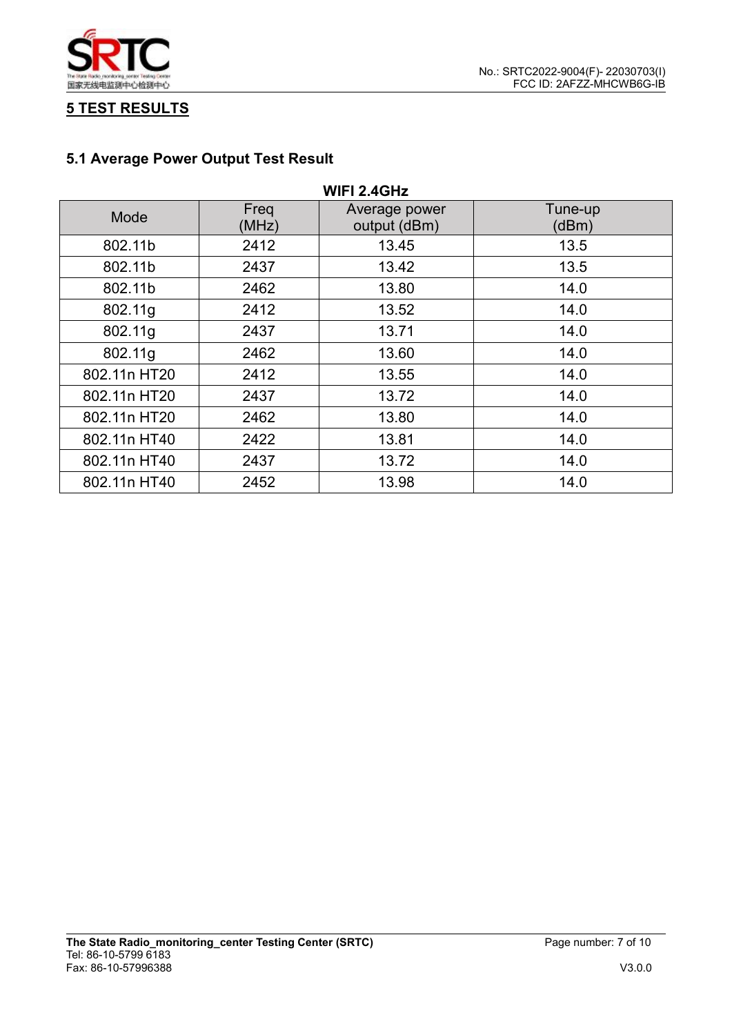# 5 TEST RESULTS

## 5.1 Average Power Output Test Result

**WIFI 2.4GHz**

| Mode | Freq (MHz) | Average power output (dBm) | Tune-up (dBm) |
|---|---|---|---|
| 802.11b | 2412 | 13.45 | 13.5 |
| 802.11b | 2437 | 13.42 | 13.5 |
| 802.11b | 2462 | 13.80 | 14.0 |
| 802.11g | 2412 | 13.52 | 14.0 |
| 802.11g | 2437 | 13.71 | 14.0 |
| 802.11g | 2462 | 13.60 | 14.0 |
| 802.11n HT20 | 2412 | 13.55 | 14.0 |
| 802.11n HT20 | 2437 | 13.72 | 14.0 |
| 802.11n HT20 | 2462 | 13.80 | 14.0 |
| 802.11n HT40 | 2422 | 13.81 | 14.0 |
| 802.11n HT40 | 2437 | 13.72 | 14.0 |
| 802.11n HT40 | 2452 | 13.98 | 14.0 |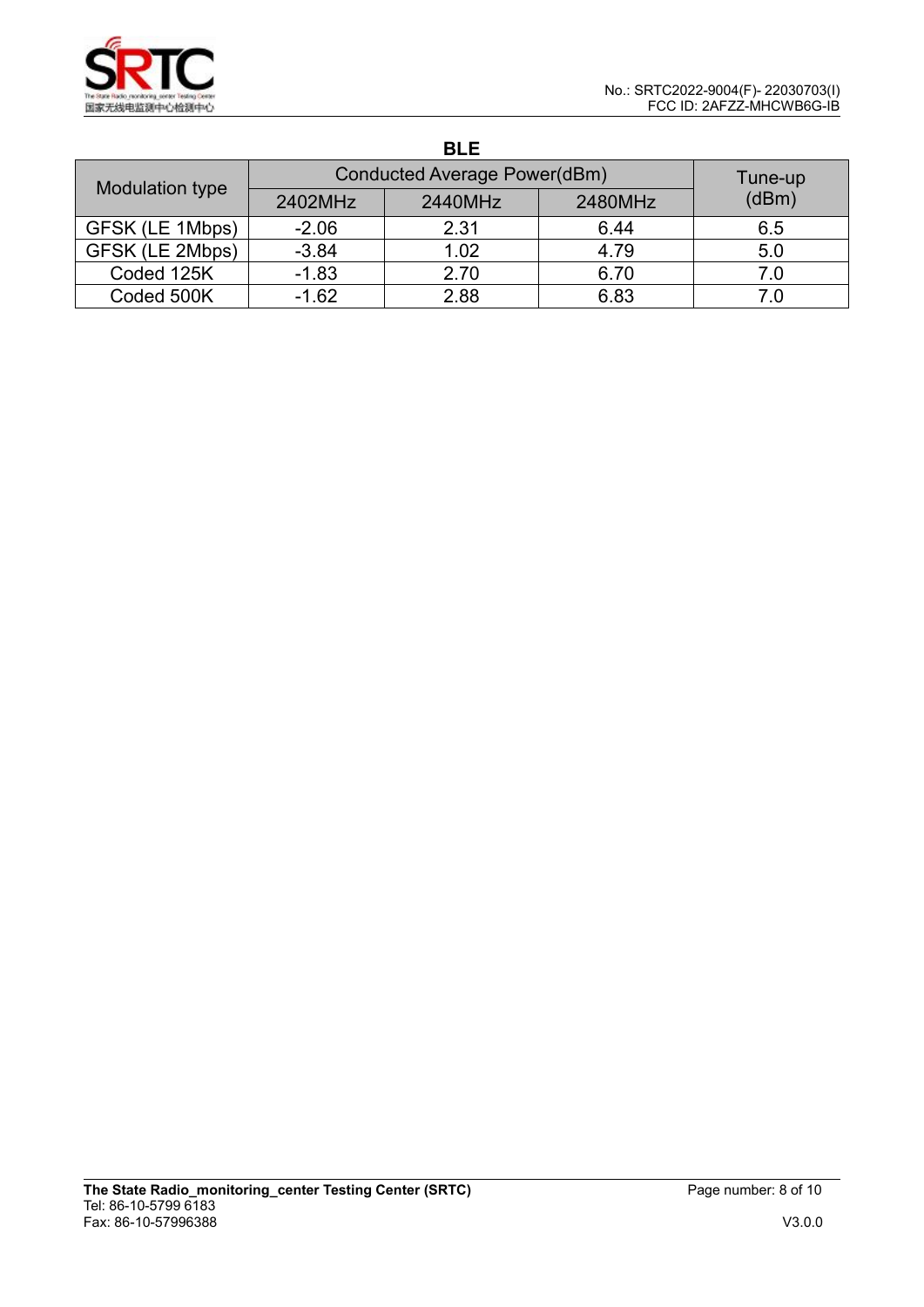**BLE**

| Modulation type | Conducted Average Power(dBm) | | | Tune-up (dBm) |
|---|---|---|---|---|
| | 2402MHz | 2440MHz | 2480MHz | |
| GFSK (LE 1Mbps) | -2.06 | 2.31 | 6.44 | 6.5 |
| GFSK (LE 2Mbps) | -3.84 | 1.02 | 4.79 | 5.0 |
| Coded 125K | -1.83 | 2.70 | 6.70 | 7.0 |
| Coded 500K | -1.62 | 2.88 | 6.83 | 7.0 |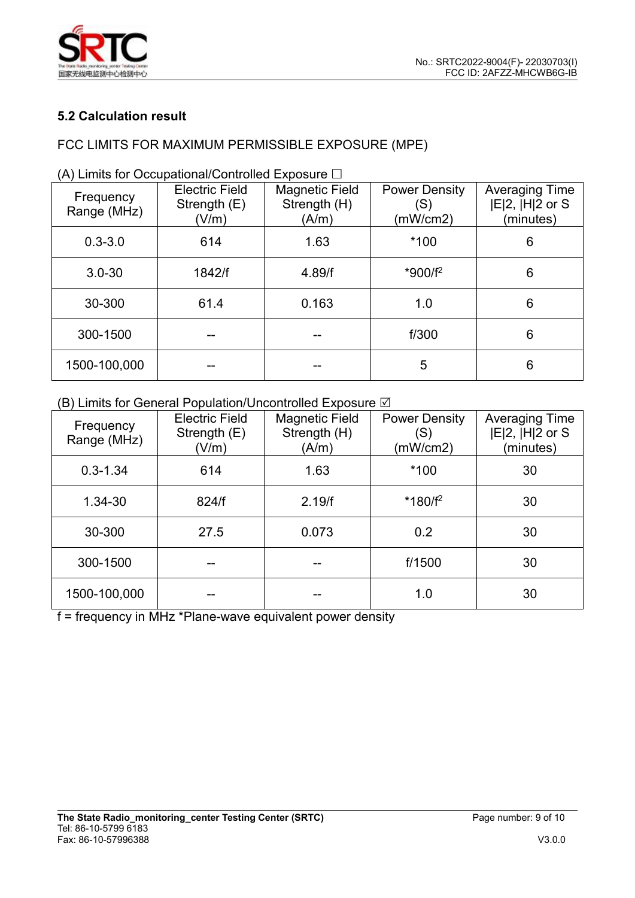## 5.2 Calculation result

FCC LIMITS FOR MAXIMUM PERMISSIBLE EXPOSURE (MPE)

(A) Limits for Occupational/Controlled Exposure ☐

| Frequency Range (MHz) | Electric Field Strength (E) (V/m) | Magnetic Field Strength (H) (A/m) | Power Density (S) (mW/cm2) | Averaging Time $\|E\|^2$, $\|H\|^2$ or S (minutes) |
|---|---|---|---|---|
| 0.3-3.0 | 614 | 1.63 | *100 | 6 |
| 3.0-30 | 1842/f | 4.89/f | *900/$f^2$ | 6 |
| 30-300 | 61.4 | 0.163 | 1.0 | 6 |
| 300-1500 | -- | -- | f/300 | 6 |
| 1500-100,000 | -- | -- | 5 | 6 |

(B) Limits for General Population/Uncontrolled Exposure ☑

| Frequency Range (MHz) | Electric Field Strength (E) (V/m) | Magnetic Field Strength (H) (A/m) | Power Density (S) (mW/cm2) | Averaging Time $\|E\|^2$, $\|H\|^2$ or S (minutes) |
|---|---|---|---|---|
| 0.3-1.34 | 614 | 1.63 | *100 | 30 |
| 1.34-30 | 824/f | 2.19/f | *180/$f^2$ | 30 |
| 30-300 | 27.5 | 0.073 | 0.2 | 30 |
| 300-1500 | -- | -- | f/1500 | 30 |
| 1500-100,000 | -- | -- | 1.0 | 30 |

f = frequency in MHz *Plane-wave equivalent power density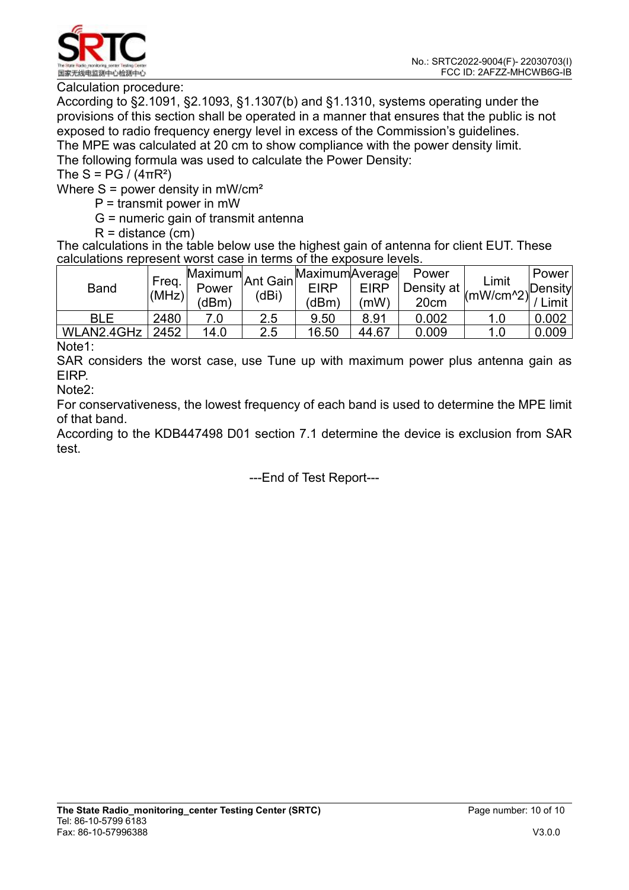Calculation procedure:

According to §2.1091, §2.1093, §1.1307(b) and §1.1310, systems operating under the provisions of this section shall be operated in a manner that ensures that the public is not exposed to radio frequency energy level in excess of the Commission's guidelines.

The MPE was calculated at 20 cm to show compliance with the power density limit.

The following formula was used to calculate the Power Density:

The $S = PG / (4\pi R^2)$

Where S = power density in mW/cm²

P = transmit power in mW

G = numeric gain of transmit antenna

R = distance (cm)

The calculations in the table below use the highest gain of antenna for client EUT. These calculations represent worst case in terms of the exposure levels.

| Band | Freq. (MHz) | Maximum Power (dBm) | Ant Gain (dBi) | Maximum EIRP (dBm) | Average EIRP (mW) | Power Density at 20cm | Limit (mW/cm^2) | Power Density / Limit |
|---|---|---|---|---|---|---|---|---|
| BLE | 2480 | 7.0 | 2.5 | 9.50 | 8.91 | 0.002 | 1.0 | 0.002 |
| WLAN2.4GHz | 2452 | 14.0 | 2.5 | 16.50 | 44.67 | 0.009 | 1.0 | 0.009 |

Note1:

SAR considers the worst case, use Tune up with maximum power plus antenna gain as EIRP.

Note2:

For conservativeness, the lowest frequency of each band is used to determine the MPE limit of that band.

According to the KDB447498 D01 section 7.1 determine the device is exclusion from SAR test.

---End of Test Report---